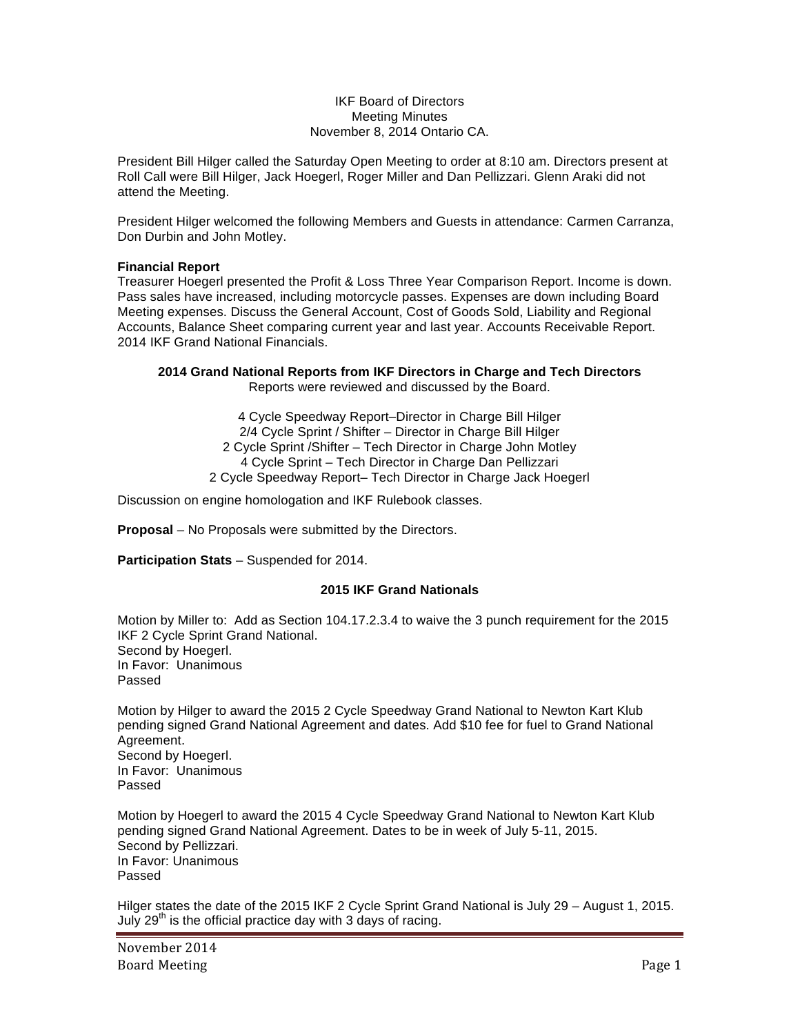IKF Board of Directors
Meeting Minutes
November 8, 2014 Ontario CA.

President Bill Hilger called the Saturday Open Meeting to order at 8:10 am. Directors present at Roll Call were Bill Hilger, Jack Hoegerl, Roger Miller and Dan Pellizzari. Glenn Araki did not attend the Meeting.

President Hilger welcomed the following Members and Guests in attendance: Carmen Carranza, Don Durbin and John Motley.

**Financial Report**
Treasurer Hoegerl presented the Profit & Loss Three Year Comparison Report. Income is down. Pass sales have increased, including motorcycle passes. Expenses are down including Board Meeting expenses. Discuss the General Account, Cost of Goods Sold, Liability and Regional Accounts, Balance Sheet comparing current year and last year. Accounts Receivable Report. 2014 IKF Grand National Financials.

**2014 Grand National Reports from IKF Directors in Charge and Tech Directors**
Reports were reviewed and discussed by the Board.

4 Cycle Speedway Report–Director in Charge Bill Hilger
2/4 Cycle Sprint / Shifter – Director in Charge Bill Hilger
2 Cycle Sprint /Shifter – Tech Director in Charge John Motley
4 Cycle Sprint – Tech Director in Charge Dan Pellizzari
2 Cycle Speedway Report– Tech Director in Charge Jack Hoegerl

Discussion on engine homologation and IKF Rulebook classes.

**Proposal** – No Proposals were submitted by the Directors.

**Participation Stats** – Suspended for 2014.

**2015 IKF Grand Nationals**

Motion by Miller to: Add as Section 104.17.2.3.4 to waive the 3 punch requirement for the 2015 IKF 2 Cycle Sprint Grand National.
Second by Hoegerl.
In Favor: Unanimous
Passed

Motion by Hilger to award the 2015 2 Cycle Speedway Grand National to Newton Kart Klub pending signed Grand National Agreement and dates. Add $10 fee for fuel to Grand National Agreement.
Second by Hoegerl.
In Favor: Unanimous
Passed

Motion by Hoegerl to award the 2015 4 Cycle Speedway Grand National to Newton Kart Klub pending signed Grand National Agreement. Dates to be in week of July 5-11, 2015.
Second by Pellizzari.
In Favor: Unanimous
Passed

Hilger states the date of the 2015 IKF 2 Cycle Sprint Grand National is July 29 – August 1, 2015. July 29th is the official practice day with 3 days of racing.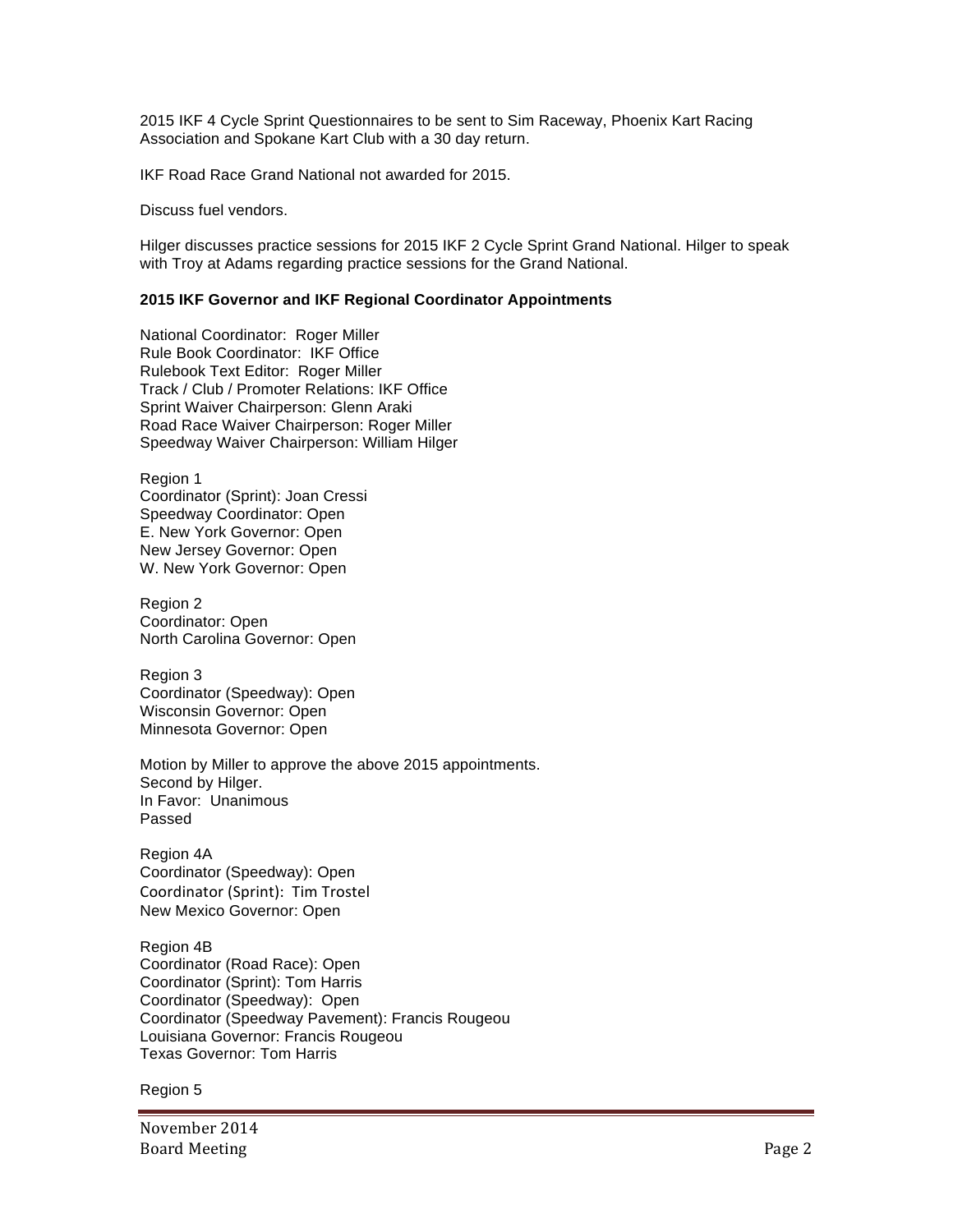2015 IKF 4 Cycle Sprint Questionnaires to be sent to Sim Raceway, Phoenix Kart Racing Association and Spokane Kart Club with a 30 day return.

IKF Road Race Grand National not awarded for 2015.

Discuss fuel vendors.

Hilger discusses practice sessions for 2015 IKF 2 Cycle Sprint Grand National. Hilger to speak with Troy at Adams regarding practice sessions for the Grand National.

**2015 IKF Governor and IKF Regional Coordinator Appointments**

National Coordinator: Roger Miller
Rule Book Coordinator: IKF Office
Rulebook Text Editor: Roger Miller
Track / Club / Promoter Relations: IKF Office
Sprint Waiver Chairperson: Glenn Araki
Road Race Waiver Chairperson: Roger Miller
Speedway Waiver Chairperson: William Hilger

Region 1
Coordinator (Sprint): Joan Cressi
Speedway Coordinator: Open
E. New York Governor: Open
New Jersey Governor: Open
W. New York Governor: Open

Region 2
Coordinator: Open
North Carolina Governor: Open

Region 3
Coordinator (Speedway): Open
Wisconsin Governor: Open
Minnesota Governor: Open

Motion by Miller to approve the above 2015 appointments.
Second by Hilger.
In Favor: Unanimous
Passed

Region 4A
Coordinator (Speedway): Open
Coordinator (Sprint): Tim Trostel
New Mexico Governor: Open

Region 4B
Coordinator (Road Race): Open
Coordinator (Sprint): Tom Harris
Coordinator (Speedway): Open
Coordinator (Speedway Pavement): Francis Rougeou
Louisiana Governor: Francis Rougeou
Texas Governor: Tom Harris

Region 5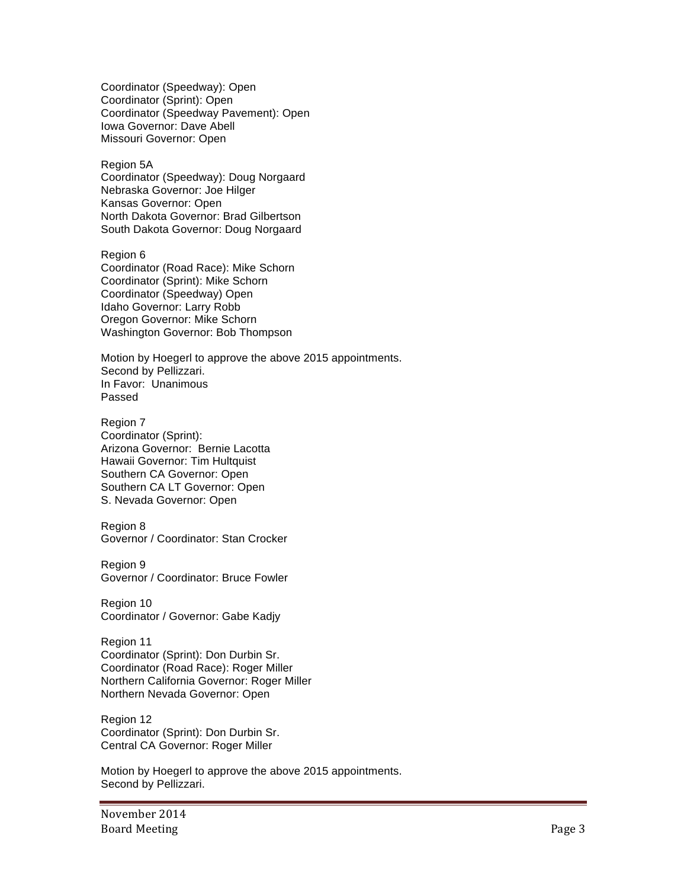Coordinator (Speedway): Open
Coordinator (Sprint): Open
Coordinator (Speedway Pavement): Open
Iowa Governor: Dave Abell
Missouri Governor: Open

Region 5A
Coordinator (Speedway): Doug Norgaard
Nebraska Governor: Joe Hilger
Kansas Governor: Open
North Dakota Governor: Brad Gilbertson
South Dakota Governor: Doug Norgaard

Region 6
Coordinator (Road Race): Mike Schorn
Coordinator (Sprint): Mike Schorn
Coordinator (Speedway) Open
Idaho Governor: Larry Robb
Oregon Governor: Mike Schorn
Washington Governor: Bob Thompson

Motion by Hoegerl to approve the above 2015 appointments.
Second by Pellizzari.
In Favor: Unanimous
Passed

Region 7
Coordinator (Sprint):
Arizona Governor: Bernie Lacotta
Hawaii Governor: Tim Hultquist
Southern CA Governor: Open
Southern CA LT Governor: Open
S. Nevada Governor: Open

Region 8
Governor / Coordinator: Stan Crocker

Region 9
Governor / Coordinator: Bruce Fowler

Region 10
Coordinator / Governor: Gabe Kadjy

Region 11
Coordinator (Sprint): Don Durbin Sr.
Coordinator (Road Race): Roger Miller
Northern California Governor: Roger Miller
Northern Nevada Governor: Open

Region 12
Coordinator (Sprint): Don Durbin Sr.
Central CA Governor: Roger Miller

Motion by Hoegerl to approve the above 2015 appointments.
Second by Pellizzari.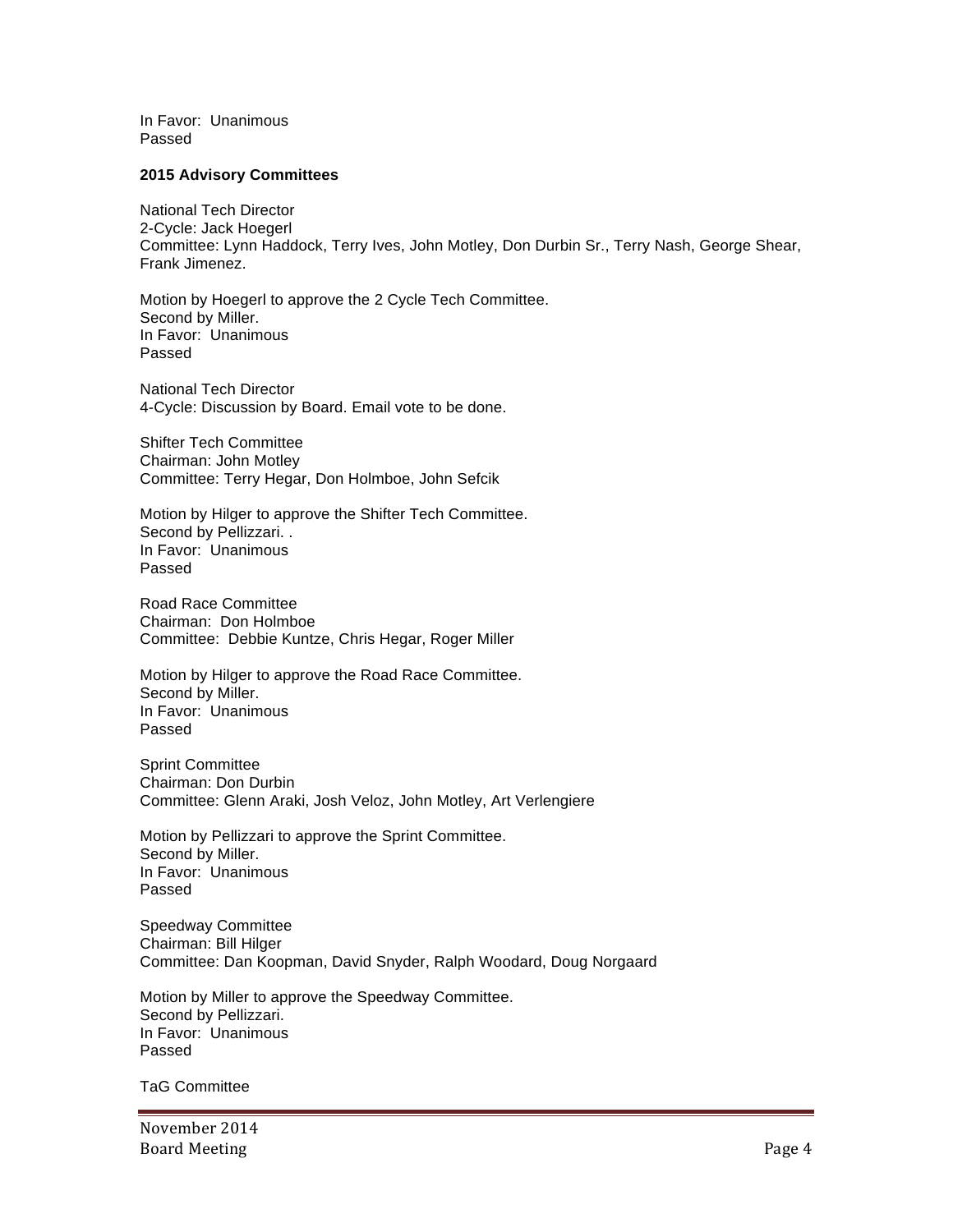In Favor: Unanimous
Passed

**2015 Advisory Committees**

National Tech Director
2-Cycle: Jack Hoegerl
Committee: Lynn Haddock, Terry Ives, John Motley, Don Durbin Sr., Terry Nash, George Shear, Frank Jimenez.

Motion by Hoegerl to approve the 2 Cycle Tech Committee.
Second by Miller.
In Favor: Unanimous
Passed

National Tech Director
4-Cycle: Discussion by Board. Email vote to be done.

Shifter Tech Committee
Chairman: John Motley
Committee: Terry Hegar, Don Holmboe, John Sefcik

Motion by Hilger to approve the Shifter Tech Committee.
Second by Pellizzari. .
In Favor: Unanimous
Passed

Road Race Committee
Chairman: Don Holmboe
Committee: Debbie Kuntze, Chris Hegar, Roger Miller

Motion by Hilger to approve the Road Race Committee.
Second by Miller.
In Favor: Unanimous
Passed

Sprint Committee
Chairman: Don Durbin
Committee: Glenn Araki, Josh Veloz, John Motley, Art Verlengiere

Motion by Pellizzari to approve the Sprint Committee.
Second by Miller.
In Favor: Unanimous
Passed

Speedway Committee
Chairman: Bill Hilger
Committee: Dan Koopman, David Snyder, Ralph Woodard, Doug Norgaard

Motion by Miller to approve the Speedway Committee.
Second by Pellizzari.
In Favor: Unanimous
Passed

TaG Committee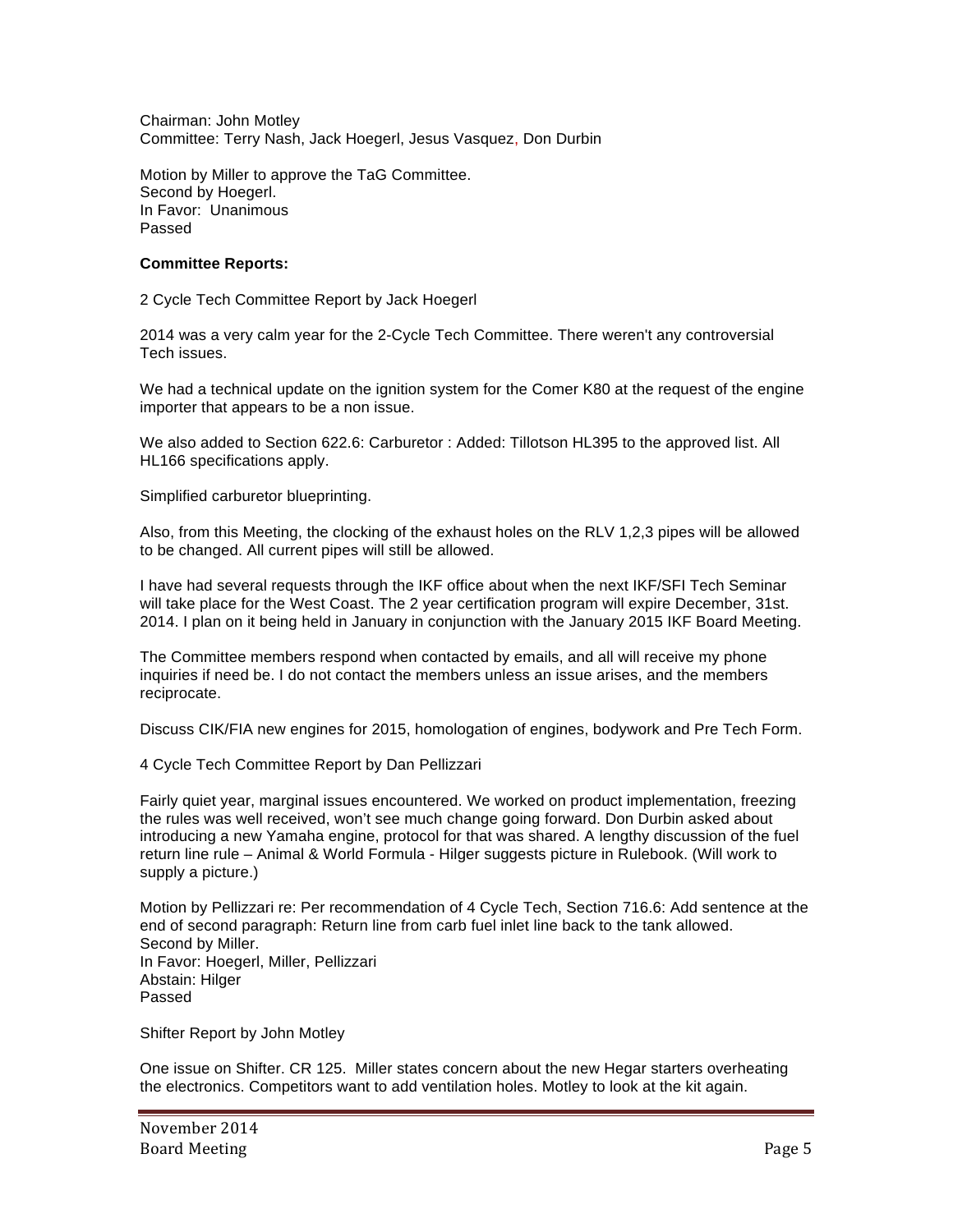Chairman: John Motley
Committee: Terry Nash, Jack Hoegerl, Jesus Vasquez, Don Durbin

Motion by Miller to approve the TaG Committee.
Second by Hoegerl.
In Favor: Unanimous
Passed

**Committee Reports:**

2 Cycle Tech Committee Report by Jack Hoegerl

2014 was a very calm year for the 2-Cycle Tech Committee. There weren't any controversial Tech issues.

We had a technical update on the ignition system for the Comer K80 at the request of the engine importer that appears to be a non issue.

We also added to Section 622.6: Carburetor : Added: Tillotson HL395 to the approved list. All HL166 specifications apply.

Simplified carburetor blueprinting.

Also, from this Meeting, the clocking of the exhaust holes on the RLV 1,2,3 pipes will be allowed to be changed. All current pipes will still be allowed.

I have had several requests through the IKF office about when the next IKF/SFI Tech Seminar will take place for the West Coast. The 2 year certification program will expire December, 31st. 2014. I plan on it being held in January in conjunction with the January 2015 IKF Board Meeting.

The Committee members respond when contacted by emails, and all will receive my phone inquiries if need be. I do not contact the members unless an issue arises, and the members reciprocate.

Discuss CIK/FIA new engines for 2015, homologation of engines, bodywork and Pre Tech Form.

4 Cycle Tech Committee Report by Dan Pellizzari

Fairly quiet year, marginal issues encountered. We worked on product implementation, freezing the rules was well received, won't see much change going forward. Don Durbin asked about introducing a new Yamaha engine, protocol for that was shared. A lengthy discussion of the fuel return line rule – Animal & World Formula - Hilger suggests picture in Rulebook. (Will work to supply a picture.)

Motion by Pellizzari re: Per recommendation of 4 Cycle Tech, Section 716.6: Add sentence at the end of second paragraph: Return line from carb fuel inlet line back to the tank allowed.
Second by Miller.
In Favor: Hoegerl, Miller, Pellizzari
Abstain: Hilger
Passed

Shifter Report by John Motley

One issue on Shifter. CR 125. Miller states concern about the new Hegar starters overheating the electronics. Competitors want to add ventilation holes. Motley to look at the kit again.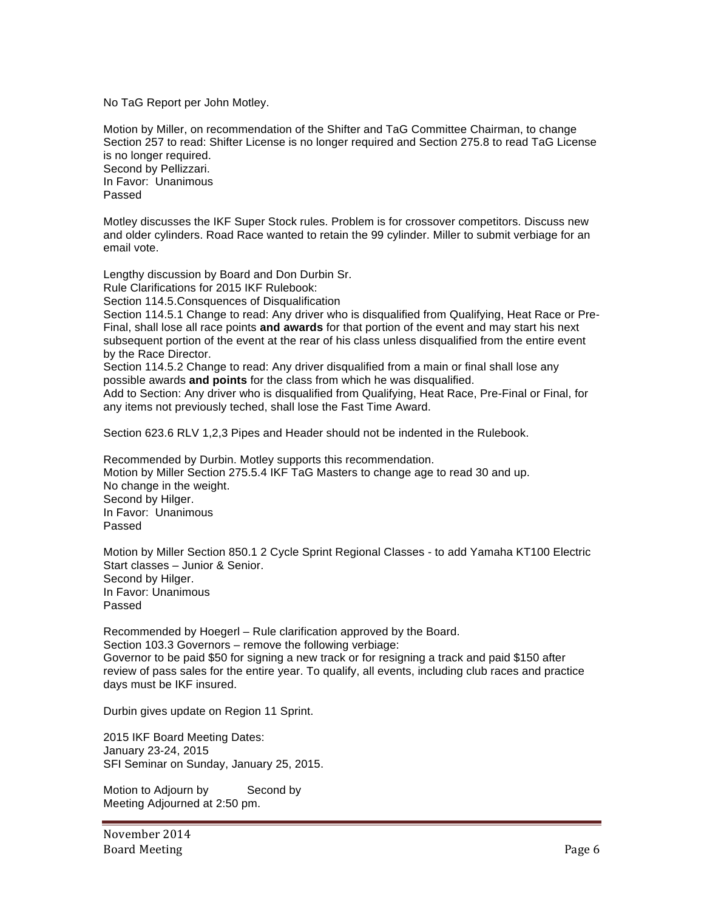No TaG Report per John Motley.

Motion by Miller, on recommendation of the Shifter and TaG Committee Chairman, to change Section 257 to read: Shifter License is no longer required and Section 275.8 to read TaG License is no longer required.
Second by Pellizzari.
In Favor: Unanimous
Passed

Motley discusses the IKF Super Stock rules. Problem is for crossover competitors. Discuss new and older cylinders. Road Race wanted to retain the 99 cylinder. Miller to submit verbiage for an email vote.

Lengthy discussion by Board and Don Durbin Sr.
Rule Clarifications for 2015 IKF Rulebook:
Section 114.5.Consquences of Disqualification
Section 114.5.1 Change to read: Any driver who is disqualified from Qualifying, Heat Race or Pre-Final, shall lose all race points **and awards** for that portion of the event and may start his next subsequent portion of the event at the rear of his class unless disqualified from the entire event by the Race Director.
Section 114.5.2 Change to read: Any driver disqualified from a main or final shall lose any possible awards **and points** for the class from which he was disqualified.
Add to Section: Any driver who is disqualified from Qualifying, Heat Race, Pre-Final or Final, for any items not previously teched, shall lose the Fast Time Award.

Section 623.6 RLV 1,2,3 Pipes and Header should not be indented in the Rulebook.

Recommended by Durbin. Motley supports this recommendation.
Motion by Miller Section 275.5.4 IKF TaG Masters to change age to read 30 and up.
No change in the weight.
Second by Hilger.
In Favor: Unanimous
Passed

Motion by Miller Section 850.1 2 Cycle Sprint Regional Classes - to add Yamaha KT100 Electric Start classes – Junior & Senior.
Second by Hilger.
In Favor: Unanimous
Passed

Recommended by Hoegerl – Rule clarification approved by the Board.
Section 103.3 Governors – remove the following verbiage:
Governor to be paid $50 for signing a new track or for resigning a track and paid $150 after review of pass sales for the entire year. To qualify, all events, including club races and practice days must be IKF insured.

Durbin gives update on Region 11 Sprint.

2015 IKF Board Meeting Dates:
January 23-24, 2015
SFI Seminar on Sunday, January 25, 2015.

Motion to Adjourn by Second by
Meeting Adjourned at 2:50 pm.